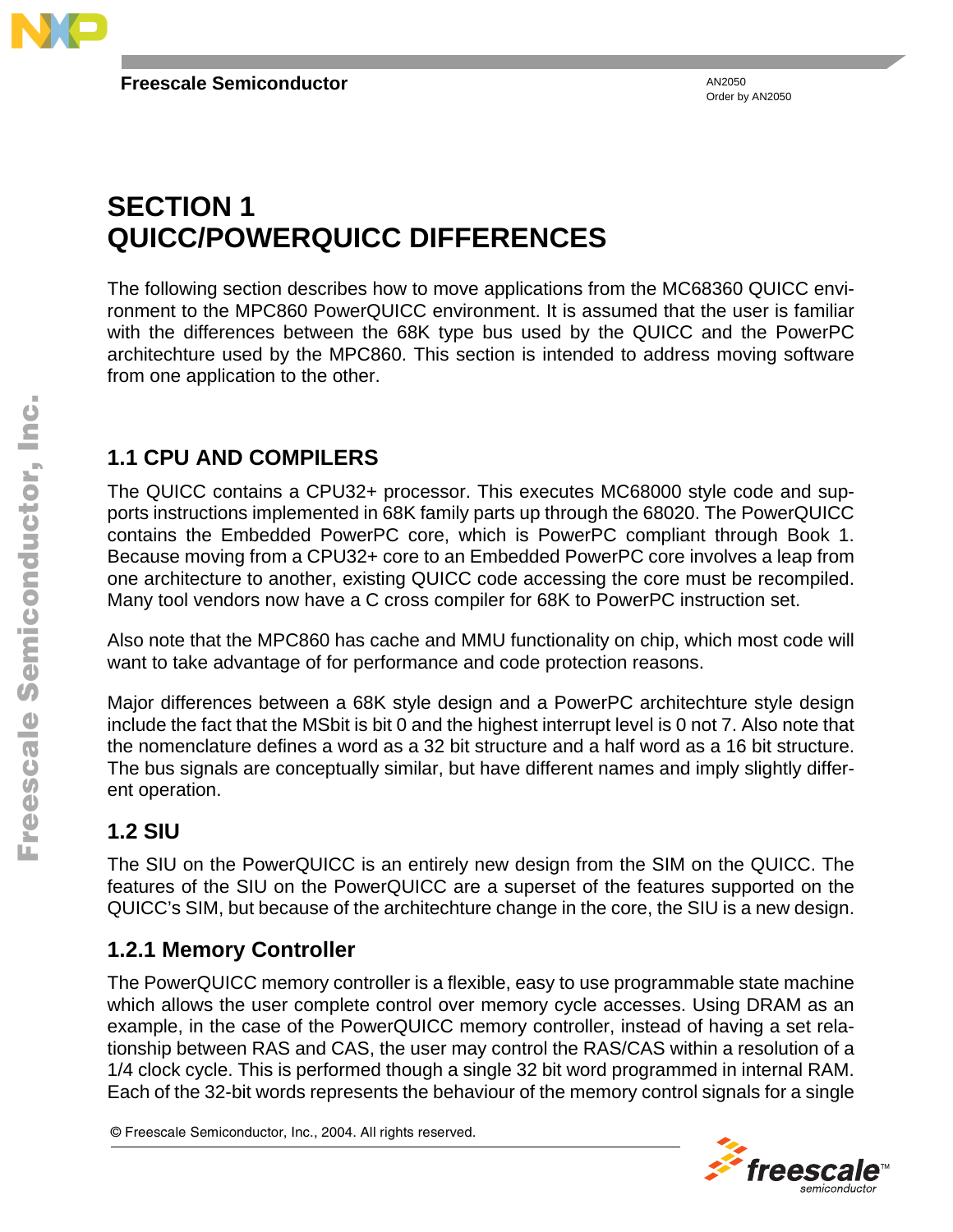# SECTION 1
# QUICC/POWERQUICC DIFFERENCES

The following section describes how to move applications from the MC68360 QUICC environment to the MPC860 PowerQUICC environment. It is assumed that the user is familiar with the differences between the 68K type bus used by the QUICC and the PowerPC architechture used by the MPC860. This section is intended to address moving software from one application to the other.

## 1.1 CPU AND COMPILERS

The QUICC contains a CPU32+ processor. This executes MC68000 style code and supports instructions implemented in 68K family parts up through the 68020. The PowerQUICC contains the Embedded PowerPC core, which is PowerPC compliant through Book 1. Because moving from a CPU32+ core to an Embedded PowerPC core involves a leap from one architecture to another, existing QUICC code accessing the core must be recompiled. Many tool vendors now have a C cross compiler for 68K to PowerPC instruction set.

Also note that the MPC860 has cache and MMU functionality on chip, which most code will want to take advantage of for performance and code protection reasons.

Major differences between a 68K style design and a PowerPC architechture style design include the fact that the MSbit is bit 0 and the highest interrupt level is 0 not 7. Also note that the nomenclature defines a word as a 32 bit structure and a half word as a 16 bit structure. The bus signals are conceptually similar, but have different names and imply slightly different operation.

## 1.2 SIU

The SIU on the PowerQUICC is an entirely new design from the SIM on the QUICC. The features of the SIU on the PowerQUICC are a superset of the features supported on the QUICC's SIM, but because of the architechture change in the core, the SIU is a new design.

### 1.2.1 Memory Controller

The PowerQUICC memory controller is a flexible, easy to use programmable state machine which allows the user complete control over memory cycle accesses. Using DRAM as an example, in the case of the PowerQUICC memory controller, instead of having a set relationship between RAS and CAS, the user may control the RAS/CAS within a resolution of a 1/4 clock cycle. This is performed though a single 32 bit word programmed in internal RAM. Each of the 32-bit words represents the behaviour of the memory control signals for a single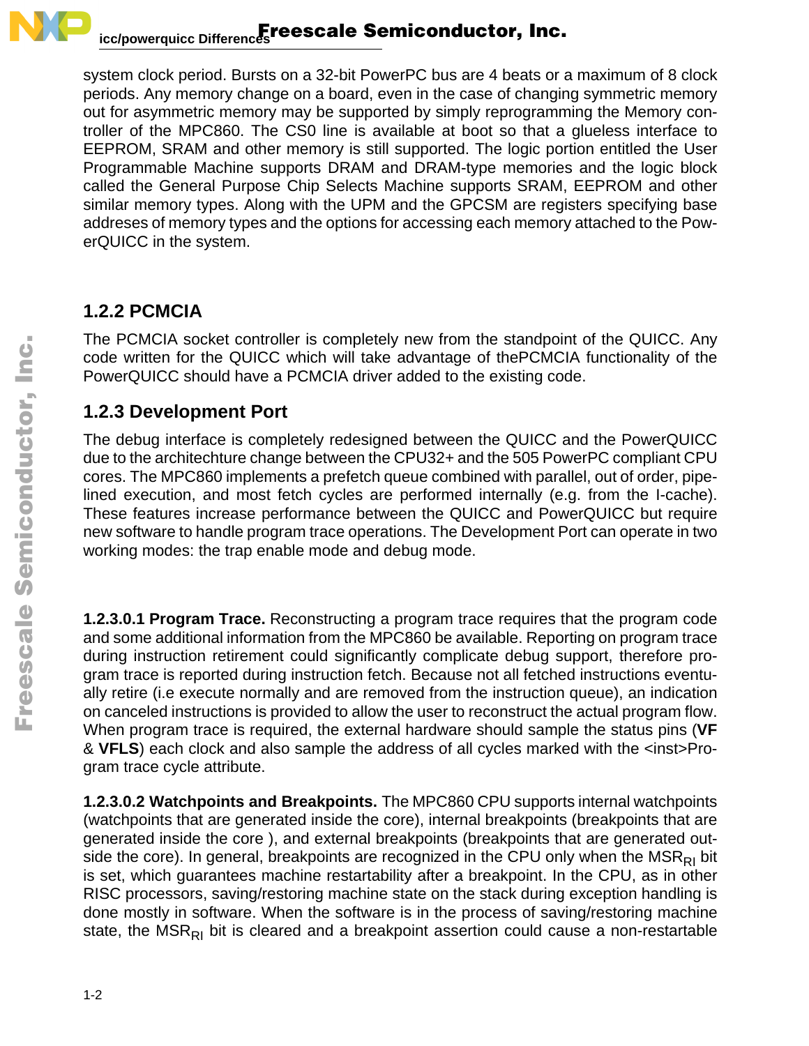system clock period. Bursts on a 32-bit PowerPC bus are 4 beats or a maximum of 8 clock periods. Any memory change on a board, even in the case of changing symmetric memory out for asymmetric memory may be supported by simply reprogramming the Memory controller of the MPC860. The CS0 line is available at boot so that a glueless interface to EEPROM, SRAM and other memory is still supported. The logic portion entitled the User Programmable Machine supports DRAM and DRAM-type memories and the logic block called the General Purpose Chip Selects Machine supports SRAM, EEPROM and other similar memory types. Along with the UPM and the GPCSM are registers specifying base addreses of memory types and the options for accessing each memory attached to the PowerQUICC in the system.

### 1.2.2 PCMCIA

The PCMCIA socket controller is completely new from the standpoint of the QUICC. Any code written for the QUICC which will take advantage of thePCMCIA functionality of the PowerQUICC should have a PCMCIA driver added to the existing code.

### 1.2.3 Development Port

The debug interface is completely redesigned between the QUICC and the PowerQUICC due to the architechture change between the CPU32+ and the 505 PowerPC compliant CPU cores. The MPC860 implements a prefetch queue combined with parallel, out of order, pipelined execution, and most fetch cycles are performed internally (e.g. from the I-cache). These features increase performance between the QUICC and PowerQUICC but require new software to handle program trace operations. The Development Port can operate in two working modes: the trap enable mode and debug mode.

**1.2.3.0.1 Program Trace.** Reconstructing a program trace requires that the program code and some additional information from the MPC860 be available. Reporting on program trace during instruction retirement could significantly complicate debug support, therefore program trace is reported during instruction fetch. Because not all fetched instructions eventually retire (i.e execute normally and are removed from the instruction queue), an indication on canceled instructions is provided to allow the user to reconstruct the actual program flow. When program trace is required, the external hardware should sample the status pins (**VF** & **VFLS**) each clock and also sample the address of all cycles marked with the <inst>Program trace cycle attribute.

**1.2.3.0.2 Watchpoints and Breakpoints.** The MPC860 CPU supports internal watchpoints (watchpoints that are generated inside the core), internal breakpoints (breakpoints that are generated inside the core ), and external breakpoints (breakpoints that are generated outside the core). In general, breakpoints are recognized in the CPU only when the $MSR_{RI}$ bit is set, which guarantees machine restartability after a breakpoint. In the CPU, as in other RISC processors, saving/restoring machine state on the stack during exception handling is done mostly in software. When the software is in the process of saving/restoring machine state, the $MSR_{RI}$ bit is cleared and a breakpoint assertion could cause a non-restartable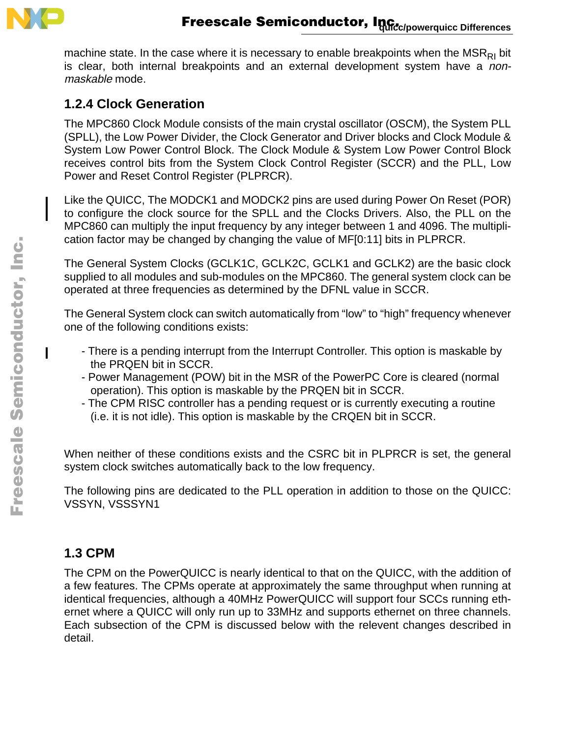machine state. In the case where it is necessary to enable breakpoints when the $MSR_{RI}$ bit is clear, both internal breakpoints and an external development system have a *non-maskable* mode.

### 1.2.4 Clock Generation

The MPC860 Clock Module consists of the main crystal oscillator (OSCM), the System PLL (SPLL), the Low Power Divider, the Clock Generator and Driver blocks and Clock Module & System Low Power Control Block. The Clock Module & System Low Power Control Block receives control bits from the System Clock Control Register (SCCR) and the PLL, Low Power and Reset Control Register (PLPRCR).

Like the QUICC, The MODCK1 and MODCK2 pins are used during Power On Reset (POR) to configure the clock source for the SPLL and the Clocks Drivers. Also, the PLL on the MPC860 can multiply the input frequency by any integer between 1 and 4096. The multiplication factor may be changed by changing the value of MF[0:11] bits in PLPRCR.

The General System Clocks (GCLK1C, GCLK2C, GCLK1 and GCLK2) are the basic clock supplied to all modules and sub-modules on the MPC860. The general system clock can be operated at three frequencies as determined by the DFNL value in SCCR.

The General System clock can switch automatically from “low” to “high” frequency whenever one of the following conditions exists:

- There is a pending interrupt from the Interrupt Controller. This option is maskable by the PRQEN bit in SCCR.
- Power Management (POW) bit in the MSR of the PowerPC Core is cleared (normal operation). This option is maskable by the PRQEN bit in SCCR.
- The CPM RISC controller has a pending request or is currently executing a routine (i.e. it is not idle). This option is maskable by the CRQEN bit in SCCR.

When neither of these conditions exists and the CSRC bit in PLPRCR is set, the general system clock switches automatically back to the low frequency.

The following pins are dedicated to the PLL operation in addition to those on the QUICC: VSSYN, VSSSYN1

## 1.3 CPM

The CPM on the PowerQUICC is nearly identical to that on the QUICC, with the addition of a few features. The CPMs operate at approximately the same throughput when running at identical frequencies, although a 40MHz PowerQUICC will support four SCCs running ethernet where a QUICC will only run up to 33MHz and supports ethernet on three channels. Each subsection of the CPM is discussed below with the relevent changes described in detail.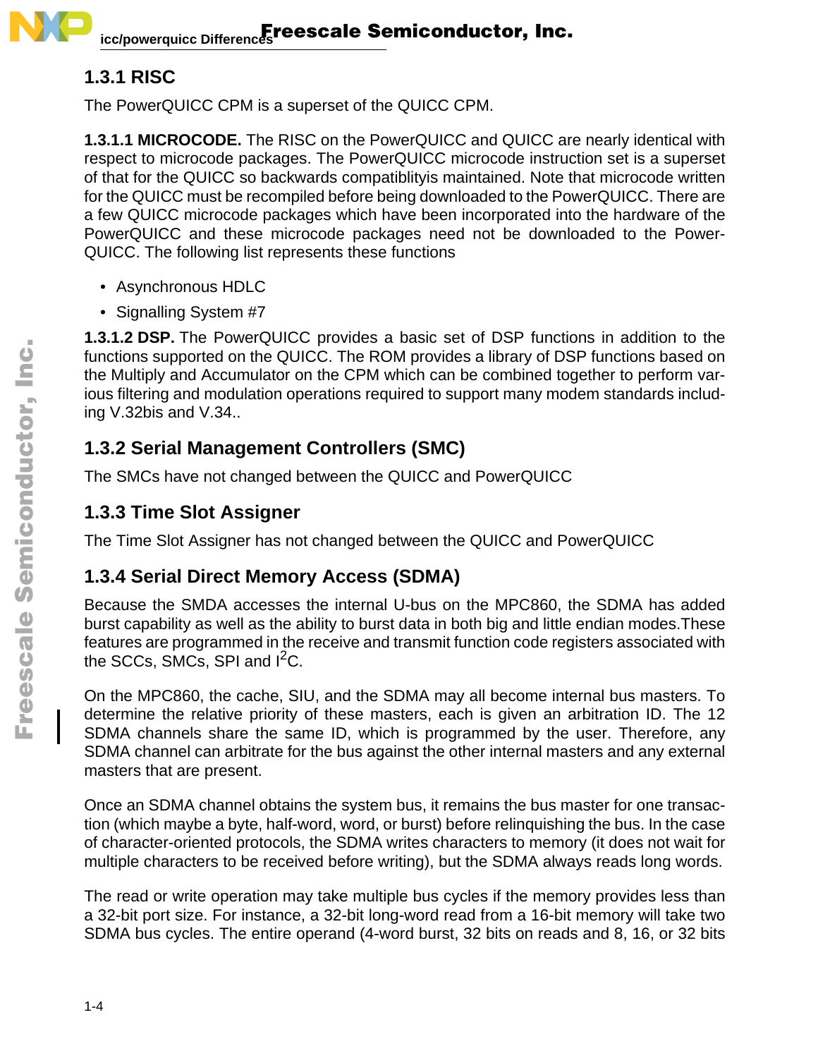### 1.3.1 RISC

The PowerQUICC CPM is a superset of the QUICC CPM.

**1.3.1.1 MICROCODE.** The RISC on the PowerQUICC and QUICC are nearly identical with respect to microcode packages. The PowerQUICC microcode instruction set is a superset of that for the QUICC so backwards compatiblityis maintained. Note that microcode written for the QUICC must be recompiled before being downloaded to the PowerQUICC. There are a few QUICC microcode packages which have been incorporated into the hardware of the PowerQUICC and these microcode packages need not be downloaded to the PowerQUICC. The following list represents these functions

- Asynchronous HDLC
- Signalling System #7

**1.3.1.2 DSP.** The PowerQUICC provides a basic set of DSP functions in addition to the functions supported on the QUICC. The ROM provides a library of DSP functions based on the Multiply and Accumulator on the CPM which can be combined together to perform various filtering and modulation operations required to support many modem standards including V.32bis and V.34..

### 1.3.2 Serial Management Controllers (SMC)

The SMCs have not changed between the QUICC and PowerQUICC

### 1.3.3 Time Slot Assigner

The Time Slot Assigner has not changed between the QUICC and PowerQUICC

### 1.3.4 Serial Direct Memory Access (SDMA)

Because the SMDA accesses the internal U-bus on the MPC860, the SDMA has added burst capability as well as the ability to burst data in both big and little endian modes.These features are programmed in the receive and transmit function code registers associated with the SCCs, SMCs, SPI and I$^2$C.

On the MPC860, the cache, SIU, and the SDMA may all become internal bus masters. To determine the relative priority of these masters, each is given an arbitration ID. The 12 SDMA channels share the same ID, which is programmed by the user. Therefore, any SDMA channel can arbitrate for the bus against the other internal masters and any external masters that are present.

Once an SDMA channel obtains the system bus, it remains the bus master for one transaction (which maybe a byte, half-word, word, or burst) before relinquishing the bus. In the case of character-oriented protocols, the SDMA writes characters to memory (it does not wait for multiple characters to be received before writing), but the SDMA always reads long words.

The read or write operation may take multiple bus cycles if the memory provides less than a 32-bit port size. For instance, a 32-bit long-word read from a 16-bit memory will take two SDMA bus cycles. The entire operand (4-word burst, 32 bits on reads and 8, 16, or 32 bits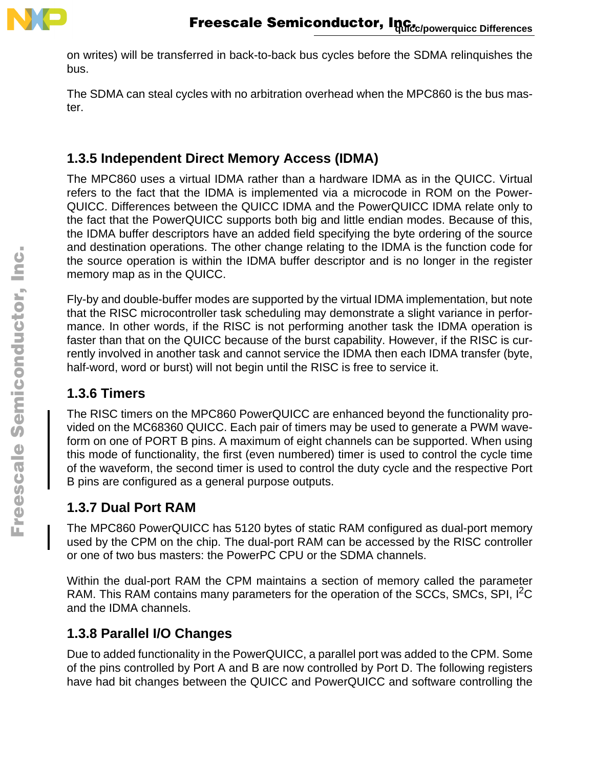on writes) will be transferred in back-to-back bus cycles before the SDMA relinquishes the bus.

The SDMA can steal cycles with no arbitration overhead when the MPC860 is the bus master.

### 1.3.5 Independent Direct Memory Access (IDMA)

The MPC860 uses a virtual IDMA rather than a hardware IDMA as in the QUICC. Virtual refers to the fact that the IDMA is implemented via a microcode in ROM on the PowerQUICC. Differences between the QUICC IDMA and the PowerQUICC IDMA relate only to the fact that the PowerQUICC supports both big and little endian modes. Because of this, the IDMA buffer descriptors have an added field specifying the byte ordering of the source and destination operations. The other change relating to the IDMA is the function code for the source operation is within the IDMA buffer descriptor and is no longer in the register memory map as in the QUICC.

Fly-by and double-buffer modes are supported by the virtual IDMA implementation, but note that the RISC microcontroller task scheduling may demonstrate a slight variance in performance. In other words, if the RISC is not performing another task the IDMA operation is faster than that on the QUICC because of the burst capability. However, if the RISC is currently involved in another task and cannot service the IDMA then each IDMA transfer (byte, half-word, word or burst) will not begin until the RISC is free to service it.

### 1.3.6 Timers

The RISC timers on the MPC860 PowerQUICC are enhanced beyond the functionality provided on the MC68360 QUICC. Each pair of timers may be used to generate a PWM waveform on one of PORT B pins. A maximum of eight channels can be supported. When using this mode of functionality, the first (even numbered) timer is used to control the cycle time of the waveform, the second timer is used to control the duty cycle and the respective Port B pins are configured as a general purpose outputs.

### 1.3.7 Dual Port RAM

The MPC860 PowerQUICC has 5120 bytes of static RAM configured as dual-port memory used by the CPM on the chip. The dual-port RAM can be accessed by the RISC controller or one of two bus masters: the PowerPC CPU or the SDMA channels.

Within the dual-port RAM the CPM maintains a section of memory called the parameter RAM. This RAM contains many parameters for the operation of the SCCs, SMCs, SPI, $I^2C$ and the IDMA channels.

### 1.3.8 Parallel I/O Changes

Due to added functionality in the PowerQUICC, a parallel port was added to the CPM. Some of the pins controlled by Port A and B are now controlled by Port D. The following registers have had bit changes between the QUICC and PowerQUICC and software controlling the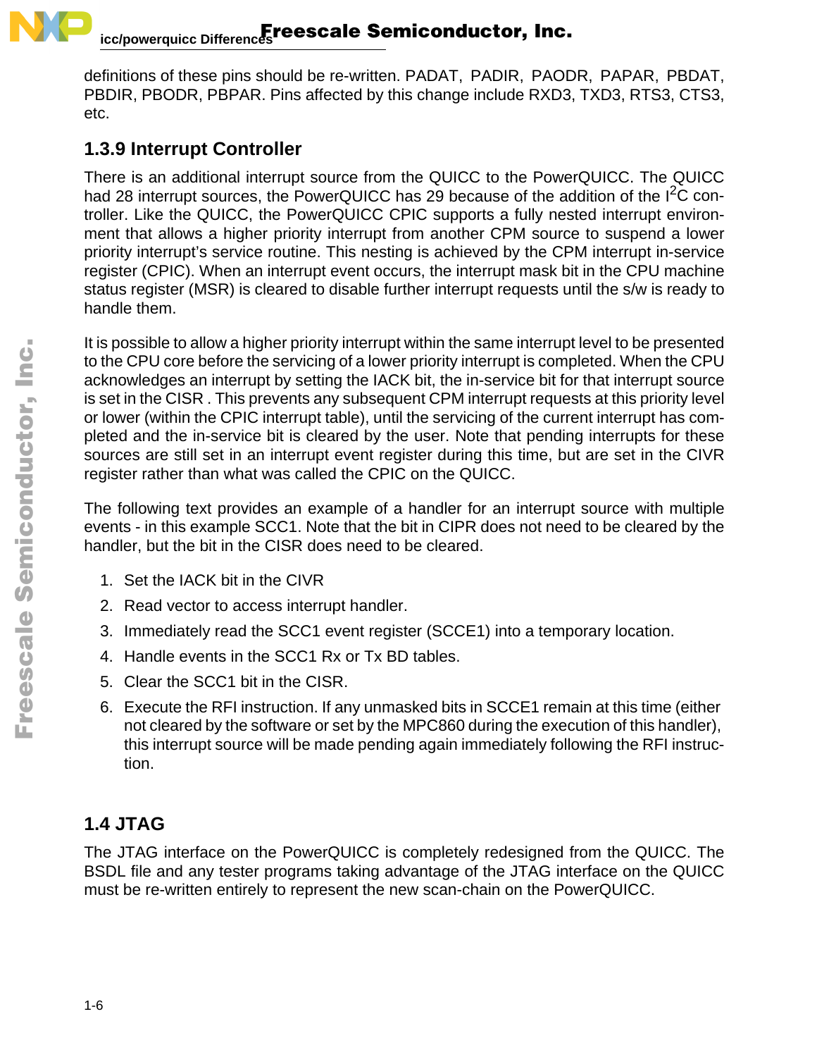definitions of these pins should be re-written. PADAT, PADIR, PAODR, PAPAR, PBDAT, PBDIR, PBODR, PBPAR. Pins affected by this change include RXD3, TXD3, RTS3, CTS3, etc.

### 1.3.9 Interrupt Controller

There is an additional interrupt source from the QUICC to the PowerQUICC. The QUICC had 28 interrupt sources, the PowerQUICC has 29 because of the addition of the $I^2C$ controller. Like the QUICC, the PowerQUICC CPIC supports a fully nested interrupt environment that allows a higher priority interrupt from another CPM source to suspend a lower priority interrupt's service routine. This nesting is achieved by the CPM interrupt in-service register (CPIC). When an interrupt event occurs, the interrupt mask bit in the CPU machine status register (MSR) is cleared to disable further interrupt requests until the s/w is ready to handle them.

It is possible to allow a higher priority interrupt within the same interrupt level to be presented to the CPU core before the servicing of a lower priority interrupt is completed. When the CPU acknowledges an interrupt by setting the IACK bit, the in-service bit for that interrupt source is set in the CISR . This prevents any subsequent CPM interrupt requests at this priority level or lower (within the CPIC interrupt table), until the servicing of the current interrupt has completed and the in-service bit is cleared by the user. Note that pending interrupts for these sources are still set in an interrupt event register during this time, but are set in the CIVR register rather than what was called the CPIC on the QUICC.

The following text provides an example of a handler for an interrupt source with multiple events - in this example SCC1. Note that the bit in CIPR does not need to be cleared by the handler, but the bit in the CISR does need to be cleared.

1. Set the IACK bit in the CIVR
2. Read vector to access interrupt handler.
3. Immediately read the SCC1 event register (SCCE1) into a temporary location.
4. Handle events in the SCC1 Rx or Tx BD tables.
5. Clear the SCC1 bit in the CISR.
6. Execute the RFI instruction. If any unmasked bits in SCCE1 remain at this time (either not cleared by the software or set by the MPC860 during the execution of this handler), this interrupt source will be made pending again immediately following the RFI instruction.

## 1.4 JTAG

The JTAG interface on the PowerQUICC is completely redesigned from the QUICC. The BSDL file and any tester programs taking advantage of the JTAG interface on the QUICC must be re-written entirely to represent the new scan-chain on the PowerQUICC.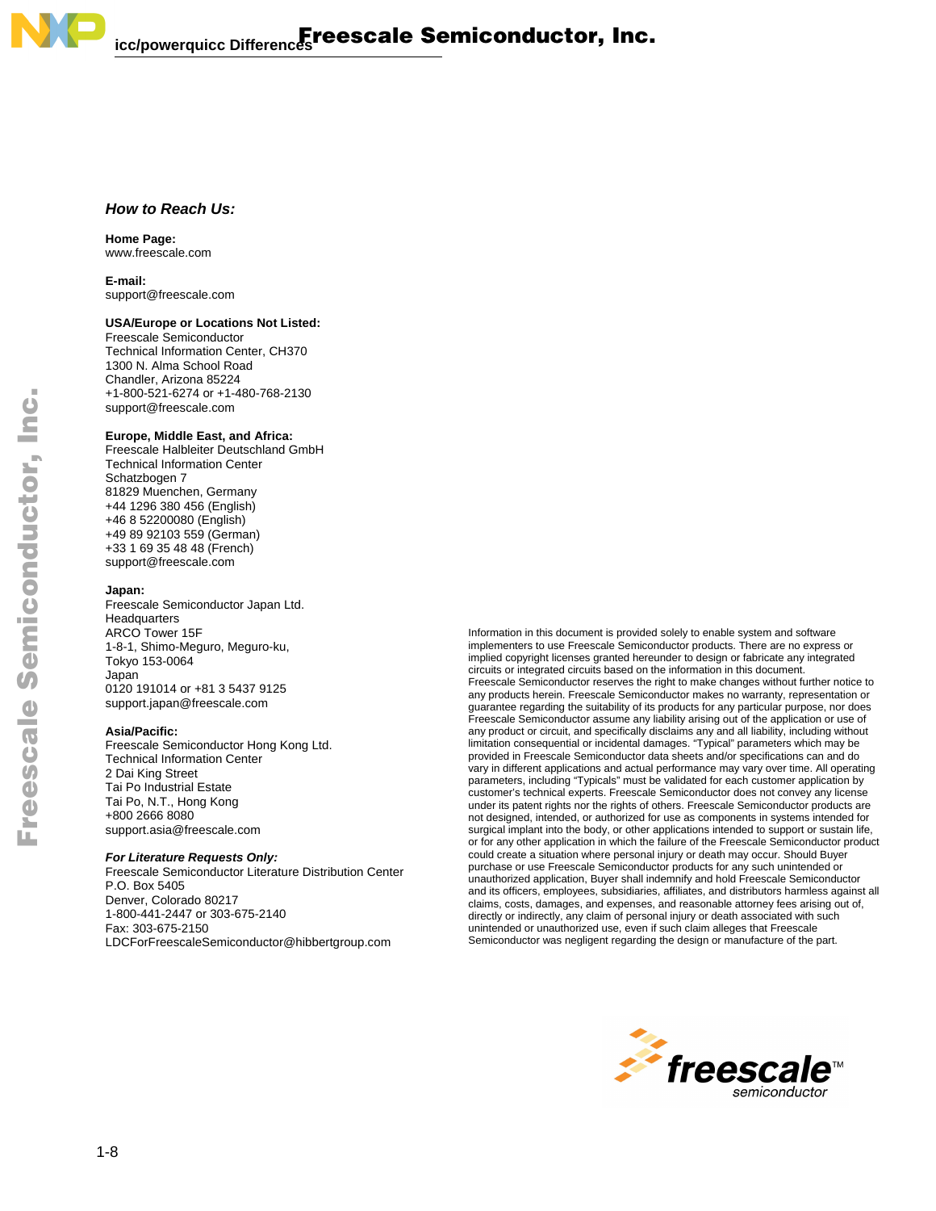### *How to Reach Us:*

**Home Page:**
www.freescale.com

**E-mail:**
support@freescale.com

**USA/Europe or Locations Not Listed:**
Freescale Semiconductor
Technical Information Center, CH370
1300 N. Alma School Road
Chandler, Arizona 85224
+1-800-521-6274 or +1-480-768-2130
support@freescale.com

**Europe, Middle East, and Africa:**
Freescale Halbleiter Deutschland GmbH
Technical Information Center
Schatzbogen 7
81829 Muenchen, Germany
+44 1296 380 456 (English)
+46 8 52200080 (English)
+49 89 92103 559 (German)
+33 1 69 35 48 48 (French)
support@freescale.com

**Japan:**
Freescale Semiconductor Japan Ltd.
Headquarters
ARCO Tower 15F
1-8-1, Shimo-Meguro, Meguro-ku,
Tokyo 153-0064
Japan
0120 191014 or +81 3 5437 9125
support.japan@freescale.com

**Asia/Pacific:**
Freescale Semiconductor Hong Kong Ltd.
Technical Information Center
2 Dai King Street
Tai Po Industrial Estate
Tai Po, N.T., Hong Kong
+800 2666 8080
support.asia@freescale.com

***For Literature Requests Only:***
Freescale Semiconductor Literature Distribution Center
P.O. Box 5405
Denver, Colorado 80217
1-800-441-2447 or 303-675-2140
Fax: 303-675-2150
LDCForFreescaleSemiconductor@hibbertgroup.com

Information in this document is provided solely to enable system and software implementers to use Freescale Semiconductor products. There are no express or implied copyright licenses granted hereunder to design or fabricate any integrated circuits or integrated circuits based on the information in this document.
Freescale Semiconductor reserves the right to make changes without further notice to any products herein. Freescale Semiconductor makes no warranty, representation or guarantee regarding the suitability of its products for any particular purpose, nor does Freescale Semiconductor assume any liability arising out of the application or use of any product or circuit, and specifically disclaims any and all liability, including without limitation consequential or incidental damages. "Typical" parameters which may be provided in Freescale Semiconductor data sheets and/or specifications can and do vary in different applications and actual performance may vary over time. All operating parameters, including "Typicals" must be validated for each customer application by customer's technical experts. Freescale Semiconductor does not convey any license under its patent rights nor the rights of others. Freescale Semiconductor products are not designed, intended, or authorized for use as components in systems intended for surgical implant into the body, or other applications intended to support or sustain life, or for any other application in which the failure of the Freescale Semiconductor product could create a situation where personal injury or death may occur. Should Buyer purchase or use Freescale Semiconductor products for any such unintended or unauthorized application, Buyer shall indemnify and hold Freescale Semiconductor and its officers, employees, subsidiaries, affiliates, and distributors harmless against all claims, costs, damages, and expenses, and reasonable attorney fees arising out of, directly or indirectly, any claim of personal injury or death associated with such unintended or unauthorized use, even if such claim alleges that Freescale Semiconductor was negligent regarding the design or manufacture of the part.